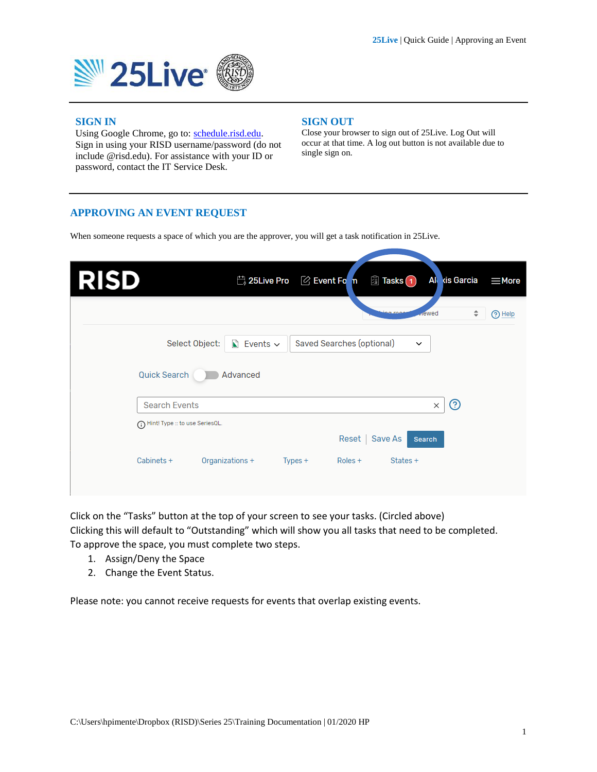## SIGN IN

Using Google Chrome, go to: [schedule.risd.edu](schedule.risd.edu). Sign in using your RISD username/password (do not include @risd.edu). For assistance with your ID or password, contact the IT Service Desk.

## SIGN OUT

Close your browser to sign out of 25Live. Log Out will occur at that time. A log out button is not available due to single sign on.

## APPROVING AN EVENT REQUEST

When someone requests a space of which you are the approver, you will get a task notification in 25Live.

Click on the "Tasks" button at the top of your screen to see your tasks. (Circled above)
Clicking this will default to "Outstanding" which will show you all tasks that need to be completed.
To approve the space, you must complete two steps.

1. Assign/Deny the Space
2. Change the Event Status.

Please note: you cannot receive requests for events that overlap existing events.

C:\Users\hpimente\Dropbox (RISD)\Series 25\Training Documentation | 01/2020 HP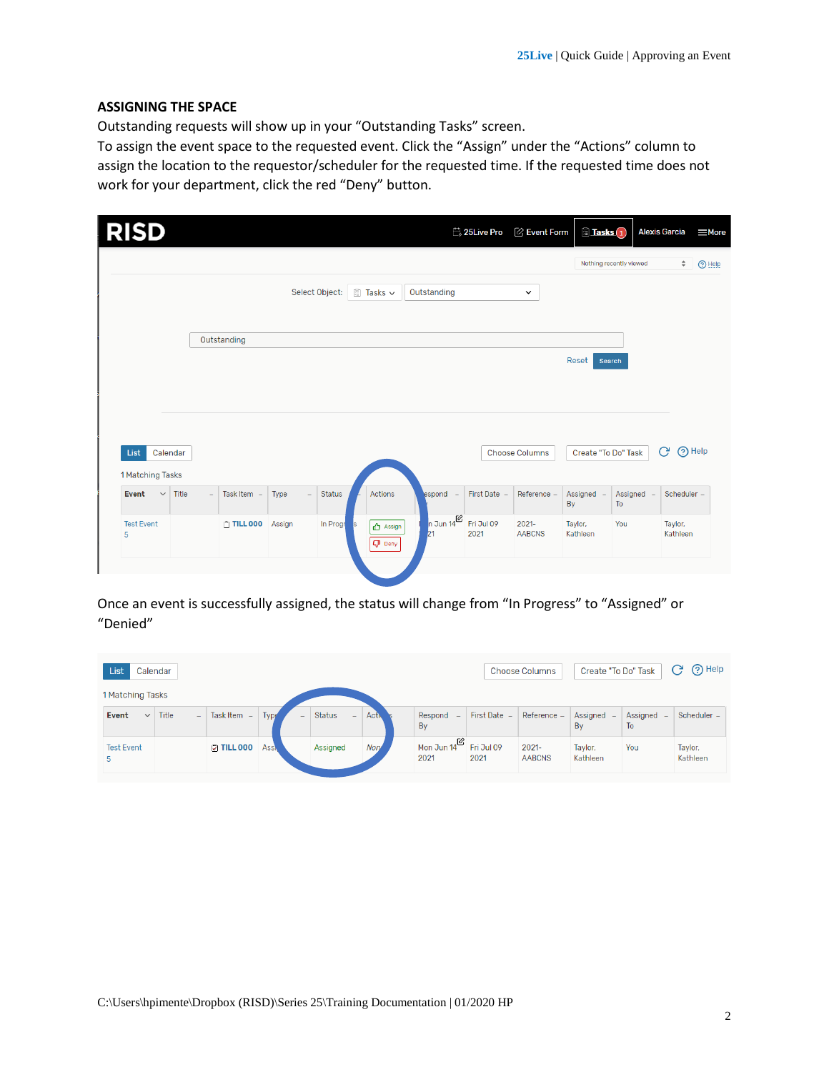**ASSIGNING THE SPACE**

Outstanding requests will show up in your "Outstanding Tasks" screen.
To assign the event space to the requested event. Click the "Assign" under the "Actions" column to assign the location to the requestor/scheduler for the requested time. If the requested time does not work for your department, click the red "Deny" button.

Once an event is successfully assigned, the status will change from "In Progress" to "Assigned" or "Denied"

C:\Users\hpimente\Dropbox (RISD)\Series 25\Training Documentation | 01/2020 HP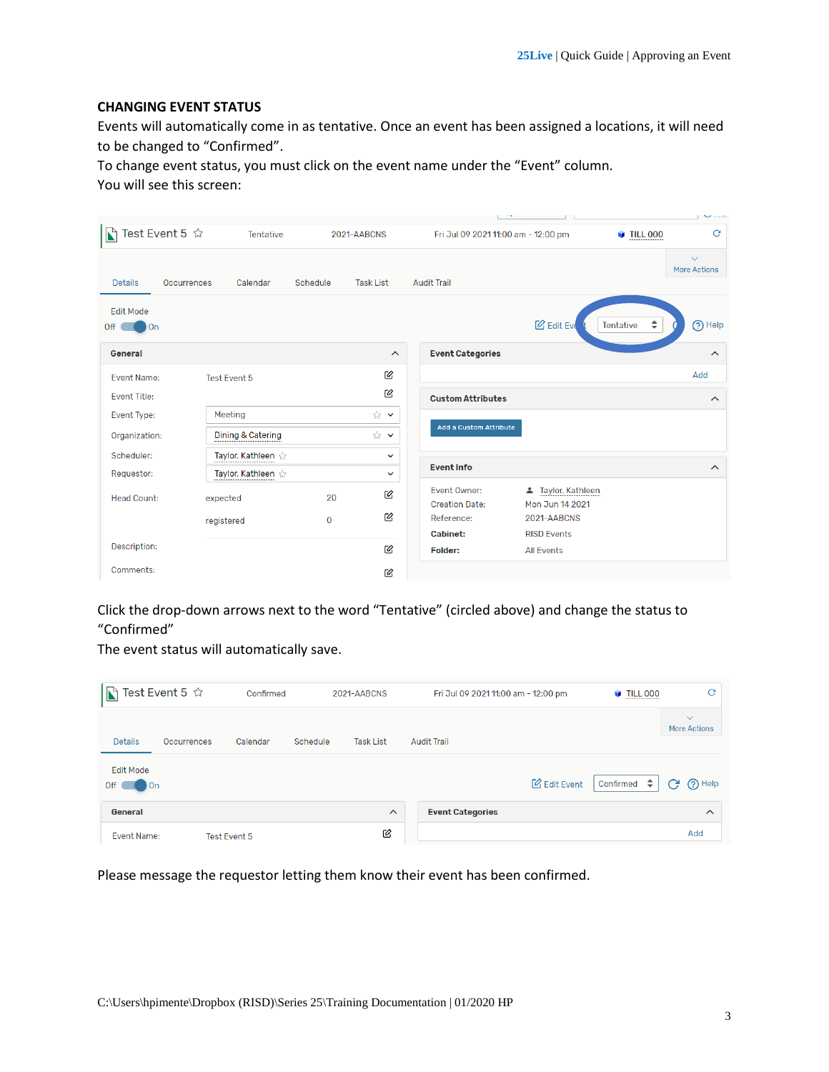## CHANGING EVENT STATUS

Events will automatically come in as tentative. Once an event has been assigned a locations, it will need to be changed to "Confirmed".

To change event status, you must click on the event name under the "Event" column.

You will see this screen:

Click the drop-down arrows next to the word "Tentative" (circled above) and change the status to "Confirmed"

The event status will automatically save.

Please message the requestor letting them know their event has been confirmed.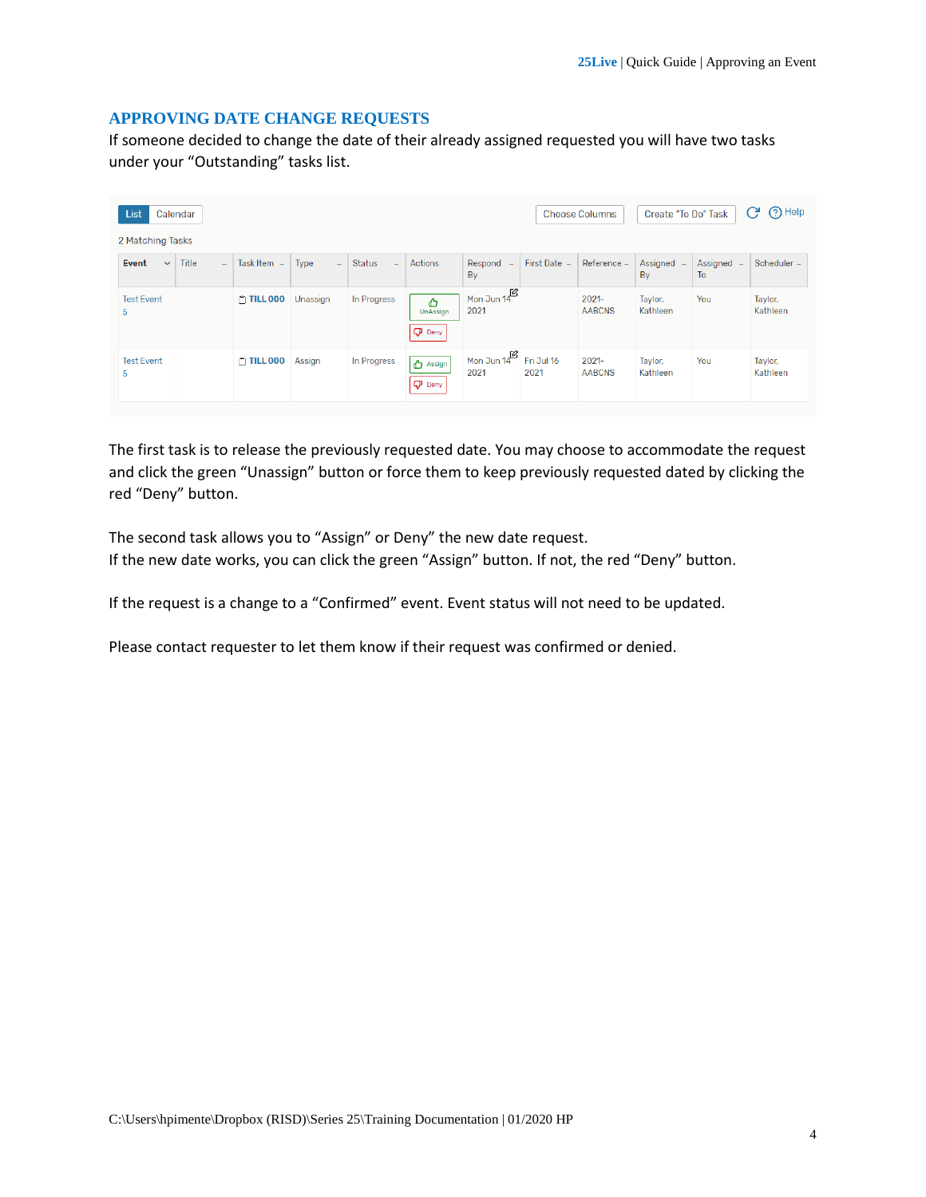## APPROVING DATE CHANGE REQUESTS

If someone decided to change the date of their already assigned requested you will have two tasks under your "Outstanding" tasks list.

List | Calendar

Choose Columns | Create "To Do" Task | Help

2 Matching Tasks

| Event | Title | Task Item | Type | Status | Actions | Respond By | First Date | Reference | Assigned By | Assigned To | Scheduler |
|---|---|---|---|---|---|---|---|---|---|---|---|
| Test Event 5 | | TILL 000 | Unassign | In Progress | UnAssign Deny | Mon Jun 14 2021 | | 2021-AABCNS | Taylor, Kathleen | You | Taylor, Kathleen |
| Test Event 5 | | TILL 000 | Assign | In Progress | Assign Deny | Mon Jun 14 2021 | Fri Jul 16 2021 | 2021-AABCNS | Taylor, Kathleen | You | Taylor, Kathleen |

The first task is to release the previously requested date. You may choose to accommodate the request and click the green "Unassign" button or force them to keep previously requested dated by clicking the red "Deny" button.

The second task allows you to "Assign" or Deny" the new date request.
If the new date works, you can click the green "Assign" button. If not, the red "Deny" button.

If the request is a change to a "Confirmed" event. Event status will not need to be updated.

Please contact requester to let them know if their request was confirmed or denied.